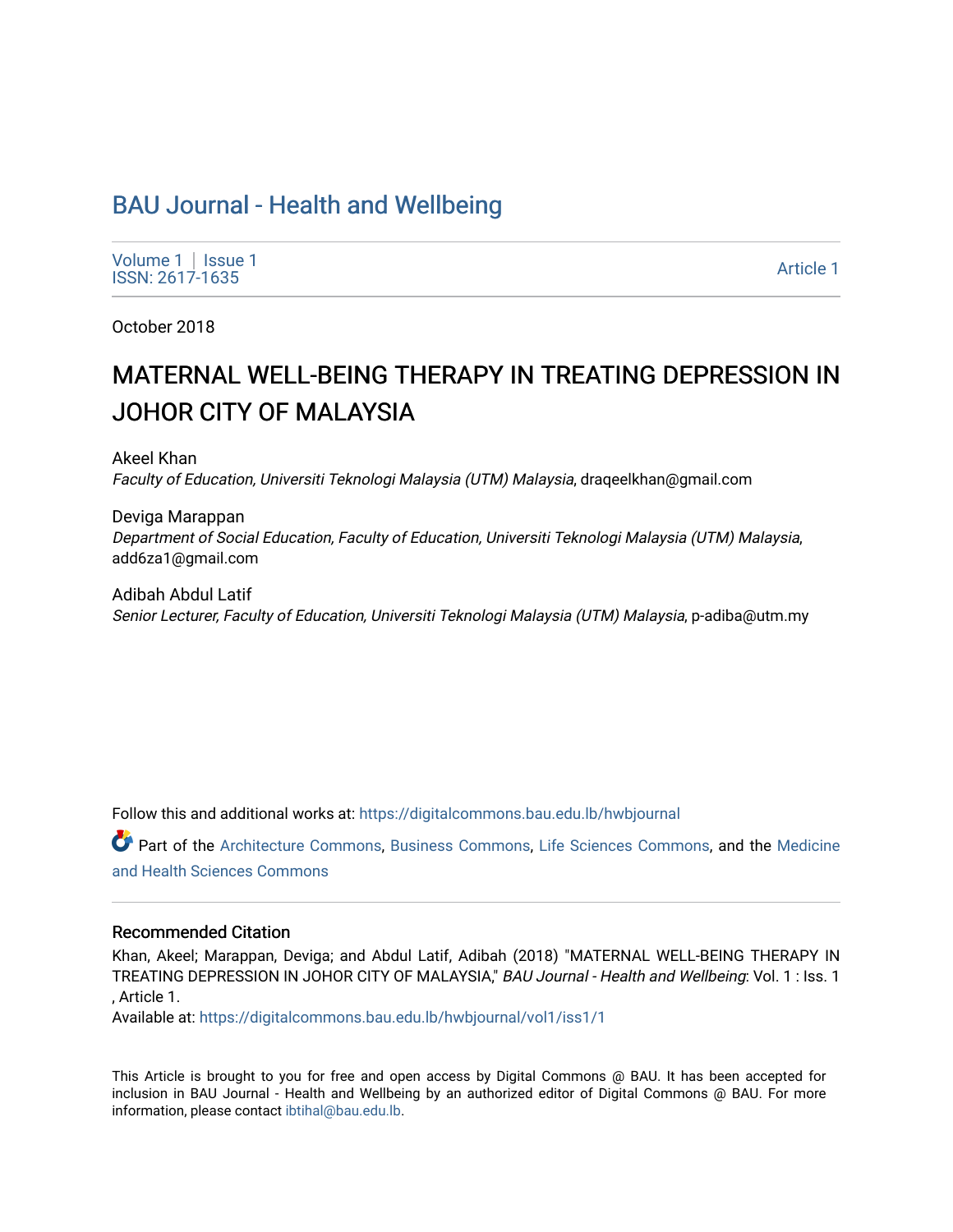# BAU Journal - Health and Wellbeing

Volume 1 | Issue 1
ISSN: 2617-1635

Article 1

October 2018

## MATERNAL WELL-BEING THERAPY IN TREATING DEPRESSION IN JOHOR CITY OF MALAYSIA

Akeel Khan
*Faculty of Education, Universiti Teknologi Malaysia (UTM) Malaysia*, draqeelkhan@gmail.com

Deviga Marappan
*Department of Social Education, Faculty of Education, Universiti Teknologi Malaysia (UTM) Malaysia*, add6za1@gmail.com

Adibah Abdul Latif
*Senior Lecturer, Faculty of Education, Universiti Teknologi Malaysia (UTM) Malaysia*, p-adiba@utm.my

Follow this and additional works at: https://digitalcommons.bau.edu.lb/hwbjournal

Part of the Architecture Commons, Business Commons, Life Sciences Commons, and the Medicine and Health Sciences Commons

### Recommended Citation

Khan, Akeel; Marappan, Deviga; and Abdul Latif, Adibah (2018) "MATERNAL WELL-BEING THERAPY IN TREATING DEPRESSION IN JOHOR CITY OF MALAYSIA," *BAU Journal - Health and Wellbeing*: Vol. 1 : Iss. 1 , Article 1.
Available at: https://digitalcommons.bau.edu.lb/hwbjournal/vol1/iss1/1

This Article is brought to you for free and open access by Digital Commons @ BAU. It has been accepted for inclusion in BAU Journal - Health and Wellbeing by an authorized editor of Digital Commons @ BAU. For more information, please contact ibtihal@bau.edu.lb.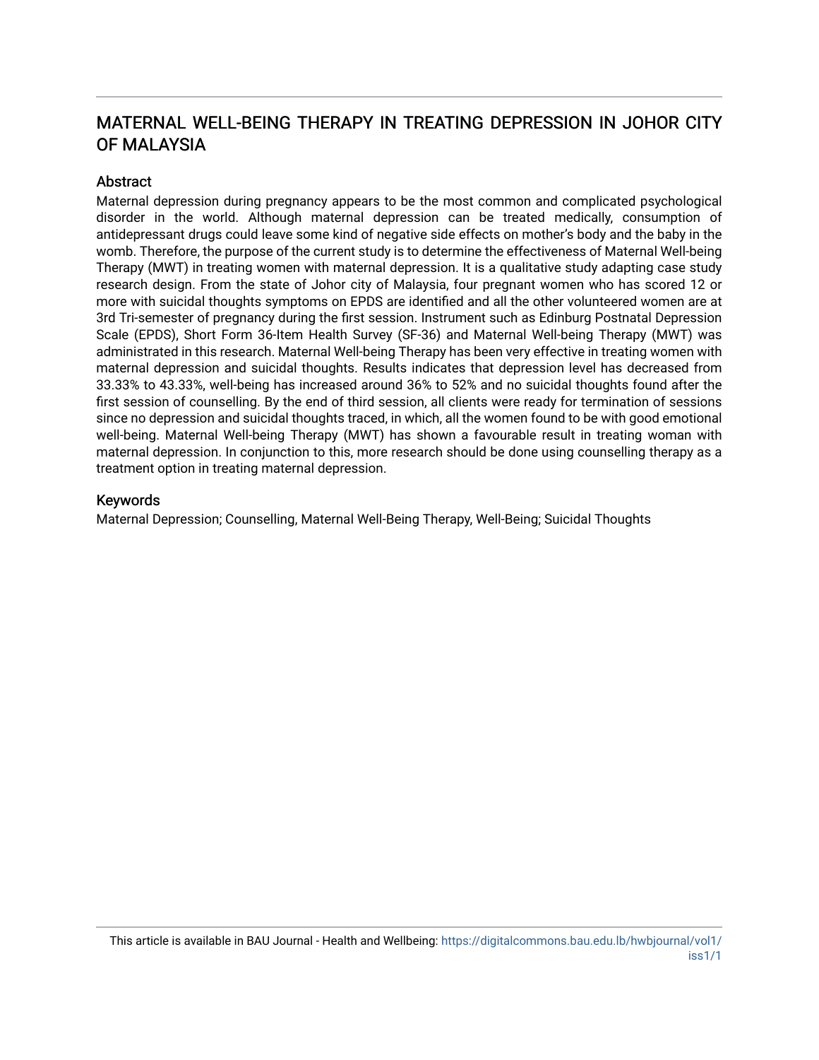# MATERNAL WELL-BEING THERAPY IN TREATING DEPRESSION IN JOHOR CITY OF MALAYSIA

## Abstract

Maternal depression during pregnancy appears to be the most common and complicated psychological disorder in the world. Although maternal depression can be treated medically, consumption of antidepressant drugs could leave some kind of negative side effects on mother's body and the baby in the womb. Therefore, the purpose of the current study is to determine the effectiveness of Maternal Well-being Therapy (MWT) in treating women with maternal depression. It is a qualitative study adapting case study research design. From the state of Johor city of Malaysia, four pregnant women who has scored 12 or more with suicidal thoughts symptoms on EPDS are identified and all the other volunteered women are at 3rd Tri-semester of pregnancy during the first session. Instrument such as Edinburg Postnatal Depression Scale (EPDS), Short Form 36-Item Health Survey (SF-36) and Maternal Well-being Therapy (MWT) was administrated in this research. Maternal Well-being Therapy has been very effective in treating women with maternal depression and suicidal thoughts. Results indicates that depression level has decreased from 33.33% to 43.33%, well-being has increased around 36% to 52% and no suicidal thoughts found after the first session of counselling. By the end of third session, all clients were ready for termination of sessions since no depression and suicidal thoughts traced, in which, all the women found to be with good emotional well-being. Maternal Well-being Therapy (MWT) has shown a favourable result in treating woman with maternal depression. In conjunction to this, more research should be done using counselling therapy as a treatment option in treating maternal depression.

## Keywords

Maternal Depression; Counselling, Maternal Well-Being Therapy, Well-Being; Suicidal Thoughts

This article is available in BAU Journal - Health and Wellbeing: https://digitalcommons.bau.edu.lb/hwbjournal/vol1/iss1/1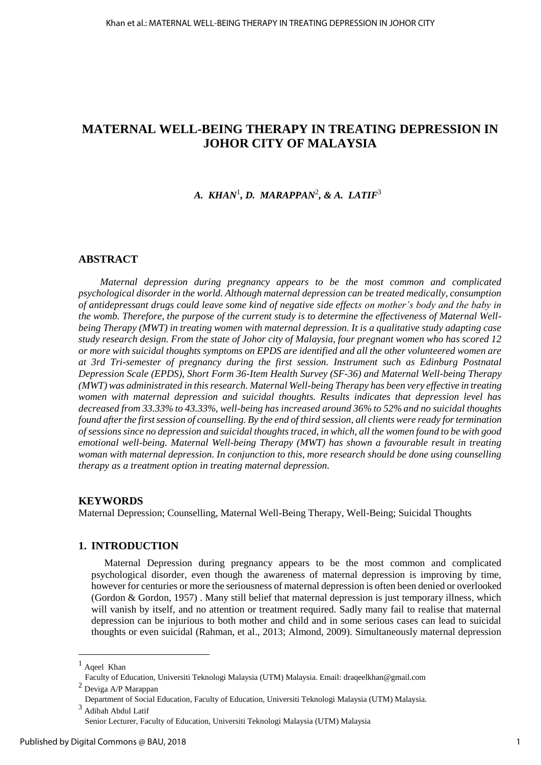# MATERNAL WELL-BEING THERAPY IN TREATING DEPRESSION IN JOHOR CITY OF MALAYSIA

***A. KHAN*[1], *D. MARAPPAN*[2], *& A. LATIF*[3]**

## ABSTRACT

*Maternal depression during pregnancy appears to be the most common and complicated psychological disorder in the world. Although maternal depression can be treated medically, consumption of antidepressant drugs could leave some kind of negative side effects on mother's body and the baby in the womb. Therefore, the purpose of the current study is to determine the effectiveness of Maternal Well-being Therapy (MWT) in treating women with maternal depression. It is a qualitative study adapting case study research design. From the state of Johor city of Malaysia, four pregnant women who has scored 12 or more with suicidal thoughts symptoms on EPDS are identified and all the other volunteered women are at 3rd Tri-semester of pregnancy during the first session. Instrument such as Edinburg Postnatal Depression Scale (EPDS), Short Form 36-Item Health Survey (SF-36) and Maternal Well-being Therapy (MWT) was administrated in this research. Maternal Well-being Therapy has been very effective in treating women with maternal depression and suicidal thoughts. Results indicates that depression level has decreased from 33.33% to 43.33%, well-being has increased around 36% to 52% and no suicidal thoughts found after the first session of counselling. By the end of third session, all clients were ready for termination of sessions since no depression and suicidal thoughts traced, in which, all the women found to be with good emotional well-being. Maternal Well-being Therapy (MWT) has shown a favourable result in treating woman with maternal depression. In conjunction to this, more research should be done using counselling therapy as a treatment option in treating maternal depression.*

## KEYWORDS

Maternal Depression; Counselling, Maternal Well-Being Therapy, Well-Being; Suicidal Thoughts

## 1. INTRODUCTION

Maternal Depression during pregnancy appears to be the most common and complicated psychological disorder, even though the awareness of maternal depression is improving by time, however for centuries or more the seriousness of maternal depression is often been denied or overlooked (Gordon & Gordon, 1957) . Many still belief that maternal depression is just temporary illness, which will vanish by itself, and no attention or treatment required. Sadly many fail to realise that maternal depression can be injurious to both mother and child and in some serious cases can lead to suicidal thoughts or even suicidal (Rahman, et al., 2013; Almond, 2009). Simultaneously maternal depression

---

[1] Aqeel Khan
Faculty of Education, Universiti Teknologi Malaysia (UTM) Malaysia. Email: draqeelkhan@gmail.com

[2] Deviga A/P Marappan
Department of Social Education, Faculty of Education, Universiti Teknologi Malaysia (UTM) Malaysia.

[3] Adibah Abdul Latif
Senior Lecturer, Faculty of Education, Universiti Teknologi Malaysia (UTM) Malaysia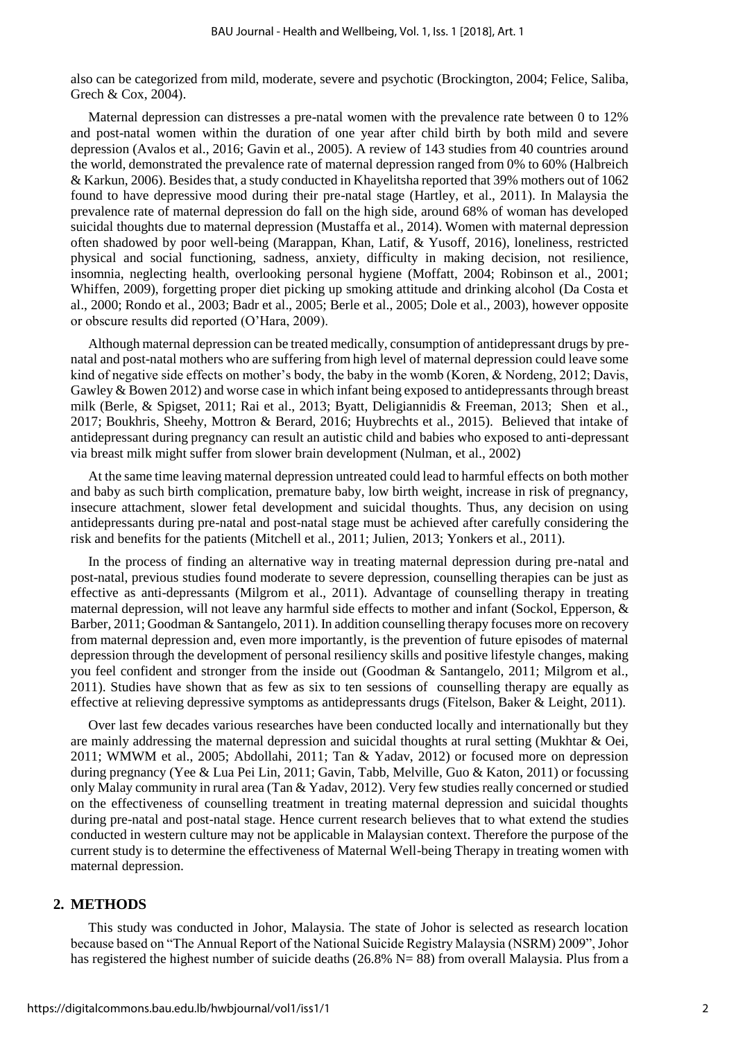also can be categorized from mild, moderate, severe and psychotic (Brockington, 2004; Felice, Saliba, Grech & Cox, 2004).

Maternal depression can distresses a pre-natal women with the prevalence rate between 0 to 12% and post-natal women within the duration of one year after child birth by both mild and severe depression (Avalos et al., 2016; Gavin et al., 2005). A review of 143 studies from 40 countries around the world, demonstrated the prevalence rate of maternal depression ranged from 0% to 60% (Halbreich & Karkun, 2006). Besides that, a study conducted in Khayelitsha reported that 39% mothers out of 1062 found to have depressive mood during their pre-natal stage (Hartley, et al., 2011). In Malaysia the prevalence rate of maternal depression do fall on the high side, around 68% of woman has developed suicidal thoughts due to maternal depression (Mustaffa et al., 2014). Women with maternal depression often shadowed by poor well-being (Marappan, Khan, Latif, & Yusoff, 2016), loneliness, restricted physical and social functioning, sadness, anxiety, difficulty in making decision, not resilience, insomnia, neglecting health, overlooking personal hygiene (Moffatt, 2004; Robinson et al., 2001; Whiffen, 2009), forgetting proper diet picking up smoking attitude and drinking alcohol (Da Costa et al., 2000; Rondo et al., 2003; Badr et al., 2005; Berle et al., 2005; Dole et al., 2003), however opposite or obscure results did reported (O'Hara, 2009).

Although maternal depression can be treated medically, consumption of antidepressant drugs by pre-natal and post-natal mothers who are suffering from high level of maternal depression could leave some kind of negative side effects on mother's body, the baby in the womb (Koren, & Nordeng, 2012; Davis, Gawley & Bowen 2012) and worse case in which infant being exposed to antidepressants through breast milk (Berle, & Spigset, 2011; Rai et al., 2013; Byatt, Deligiannidis & Freeman, 2013; Shen et al., 2017; Boukhris, Sheehy, Mottron & Berard, 2016; Huybrechts et al., 2015). Believed that intake of antidepressant during pregnancy can result an autistic child and babies who exposed to anti-depressant via breast milk might suffer from slower brain development (Nulman, et al., 2002)

At the same time leaving maternal depression untreated could lead to harmful effects on both mother and baby as such birth complication, premature baby, low birth weight, increase in risk of pregnancy, insecure attachment, slower fetal development and suicidal thoughts. Thus, any decision on using antidepressants during pre-natal and post-natal stage must be achieved after carefully considering the risk and benefits for the patients (Mitchell et al., 2011; Julien, 2013; Yonkers et al., 2011).

In the process of finding an alternative way in treating maternal depression during pre-natal and post-natal, previous studies found moderate to severe depression, counselling therapies can be just as effective as anti-depressants (Milgrom et al., 2011). Advantage of counselling therapy in treating maternal depression, will not leave any harmful side effects to mother and infant (Sockol, Epperson, & Barber, 2011; Goodman & Santangelo, 2011). In addition counselling therapy focuses more on recovery from maternal depression and, even more importantly, is the prevention of future episodes of maternal depression through the development of personal resiliency skills and positive lifestyle changes, making you feel confident and stronger from the inside out (Goodman & Santangelo, 2011; Milgrom et al., 2011). Studies have shown that as few as six to ten sessions of counselling therapy are equally as effective at relieving depressive symptoms as antidepressants drugs (Fitelson, Baker & Leight, 2011).

Over last few decades various researches have been conducted locally and internationally but they are mainly addressing the maternal depression and suicidal thoughts at rural setting (Mukhtar & Oei, 2011; WMWM et al., 2005; Abdollahi, 2011; Tan & Yadav, 2012) or focused more on depression during pregnancy (Yee & Lua Pei Lin, 2011; Gavin, Tabb, Melville, Guo & Katon, 2011) or focussing only Malay community in rural area (Tan & Yadav, 2012). Very few studies really concerned or studied on the effectiveness of counselling treatment in treating maternal depression and suicidal thoughts during pre-natal and post-natal stage. Hence current research believes that to what extend the studies conducted in western culture may not be applicable in Malaysian context. Therefore the purpose of the current study is to determine the effectiveness of Maternal Well-being Therapy in treating women with maternal depression.

## 2. METHODS

This study was conducted in Johor, Malaysia. The state of Johor is selected as research location because based on "The Annual Report of the National Suicide Registry Malaysia (NSRM) 2009", Johor has registered the highest number of suicide deaths (26.8% N= 88) from overall Malaysia. Plus from a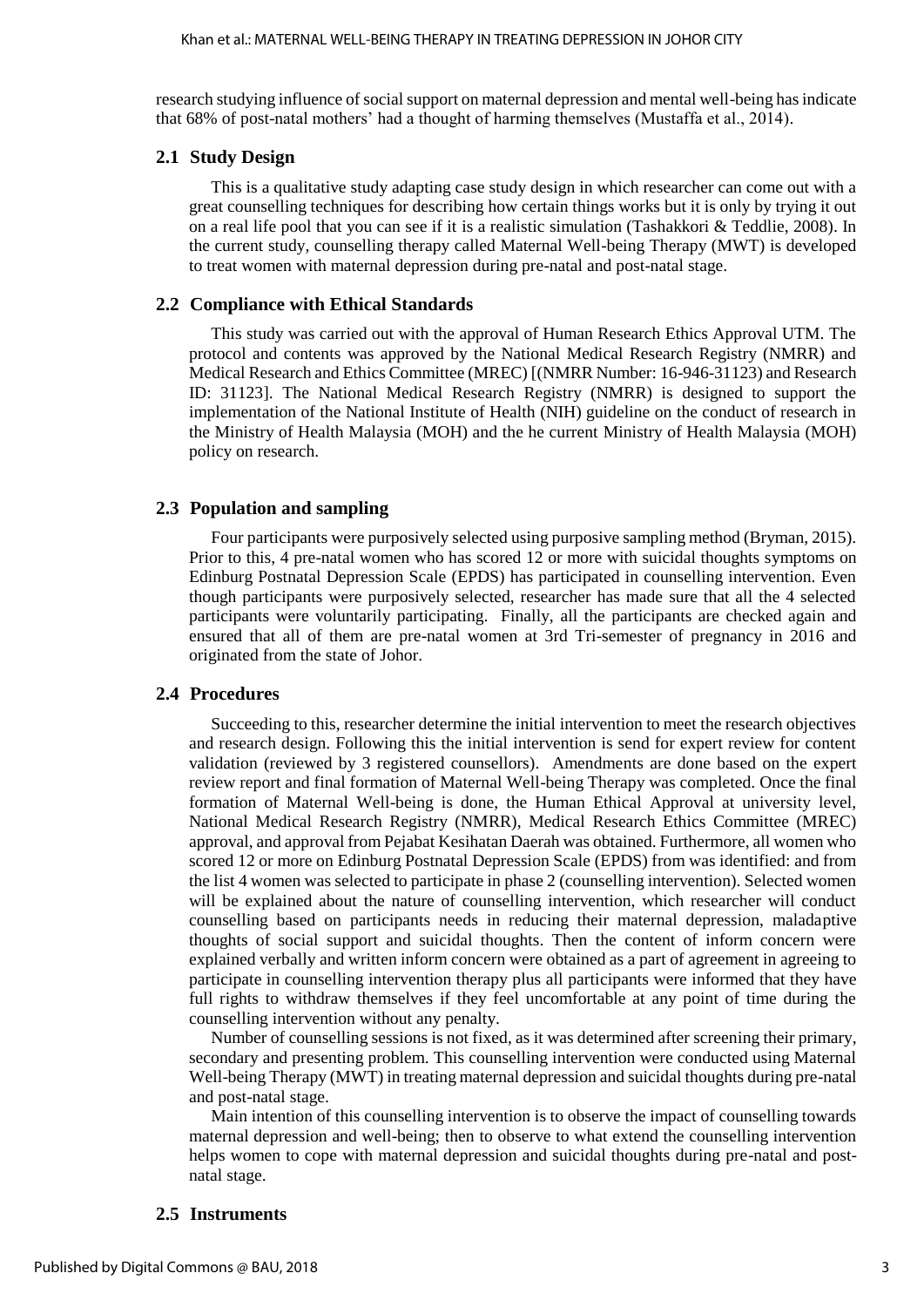research studying influence of social support on maternal depression and mental well-being has indicate that 68% of post-natal mothers' had a thought of harming themselves (Mustaffa et al., 2014).

## 2.1 Study Design

This is a qualitative study adapting case study design in which researcher can come out with a great counselling techniques for describing how certain things works but it is only by trying it out on a real life pool that you can see if it is a realistic simulation (Tashakkori & Teddlie, 2008). In the current study, counselling therapy called Maternal Well-being Therapy (MWT) is developed to treat women with maternal depression during pre-natal and post-natal stage.

## 2.2 Compliance with Ethical Standards

This study was carried out with the approval of Human Research Ethics Approval UTM. The protocol and contents was approved by the National Medical Research Registry (NMRR) and Medical Research and Ethics Committee (MREC) [(NMRR Number: 16-946-31123) and Research ID: 31123]. The National Medical Research Registry (NMRR) is designed to support the implementation of the National Institute of Health (NIH) guideline on the conduct of research in the Ministry of Health Malaysia (MOH) and the he current Ministry of Health Malaysia (MOH) policy on research.

## 2.3 Population and sampling

Four participants were purposively selected using purposive sampling method (Bryman, 2015). Prior to this, 4 pre-natal women who has scored 12 or more with suicidal thoughts symptoms on Edinburg Postnatal Depression Scale (EPDS) has participated in counselling intervention. Even though participants were purposively selected, researcher has made sure that all the 4 selected participants were voluntarily participating. Finally, all the participants are checked again and ensured that all of them are pre-natal women at 3rd Tri-semester of pregnancy in 2016 and originated from the state of Johor.

## 2.4 Procedures

Succeeding to this, researcher determine the initial intervention to meet the research objectives and research design. Following this the initial intervention is send for expert review for content validation (reviewed by 3 registered counsellors). Amendments are done based on the expert review report and final formation of Maternal Well-being Therapy was completed. Once the final formation of Maternal Well-being is done, the Human Ethical Approval at university level, National Medical Research Registry (NMRR), Medical Research Ethics Committee (MREC) approval, and approval from Pejabat Kesihatan Daerah was obtained. Furthermore, all women who scored 12 or more on Edinburg Postnatal Depression Scale (EPDS) from was identified: and from the list 4 women was selected to participate in phase 2 (counselling intervention). Selected women will be explained about the nature of counselling intervention, which researcher will conduct counselling based on participants needs in reducing their maternal depression, maladaptive thoughts of social support and suicidal thoughts. Then the content of inform concern were explained verbally and written inform concern were obtained as a part of agreement in agreeing to participate in counselling intervention therapy plus all participants were informed that they have full rights to withdraw themselves if they feel uncomfortable at any point of time during the counselling intervention without any penalty.

Number of counselling sessions is not fixed, as it was determined after screening their primary, secondary and presenting problem. This counselling intervention were conducted using Maternal Well-being Therapy (MWT) in treating maternal depression and suicidal thoughts during pre-natal and post-natal stage.

Main intention of this counselling intervention is to observe the impact of counselling towards maternal depression and well-being; then to observe to what extend the counselling intervention helps women to cope with maternal depression and suicidal thoughts during pre-natal and post-natal stage.

## 2.5 Instruments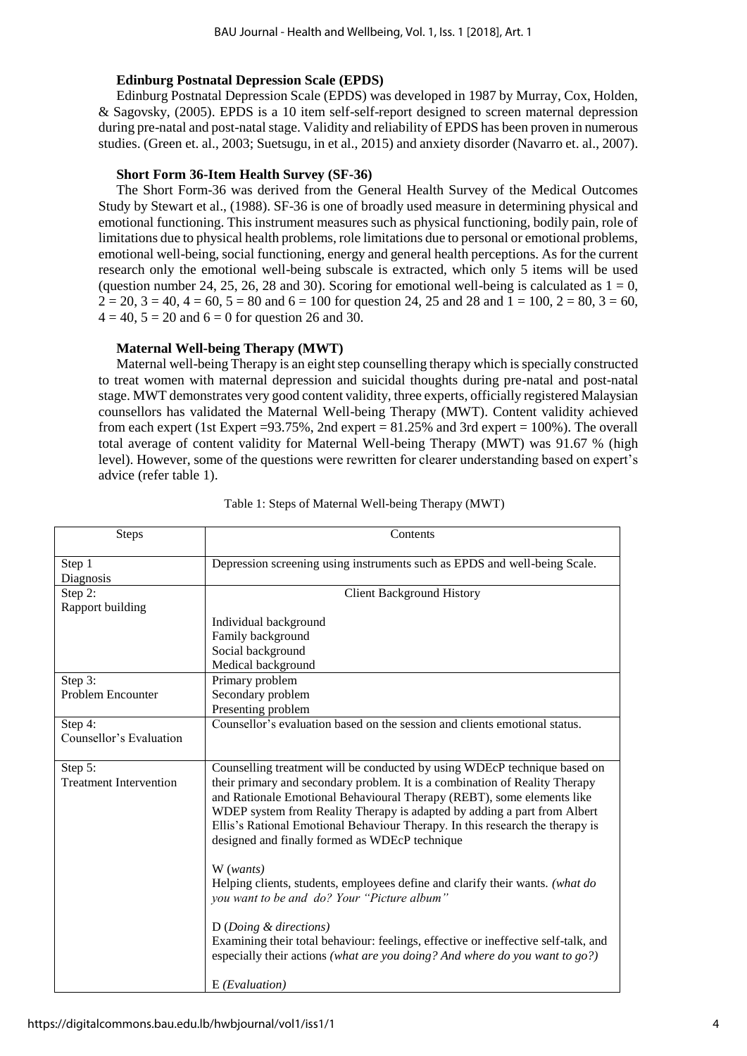### Edinburg Postnatal Depression Scale (EPDS)

Edinburg Postnatal Depression Scale (EPDS) was developed in 1987 by Murray, Cox, Holden, & Sagovsky, (2005). EPDS is a 10 item self-self-report designed to screen maternal depression during pre-natal and post-natal stage. Validity and reliability of EPDS has been proven in numerous studies. (Green et. al., 2003; Suetsugu, in et al., 2015) and anxiety disorder (Navarro et. al., 2007).

### Short Form 36-Item Health Survey (SF-36)

The Short Form-36 was derived from the General Health Survey of the Medical Outcomes Study by Stewart et al., (1988). SF-36 is one of broadly used measure in determining physical and emotional functioning. This instrument measures such as physical functioning, bodily pain, role of limitations due to physical health problems, role limitations due to personal or emotional problems, emotional well-being, social functioning, energy and general health perceptions. As for the current research only the emotional well-being subscale is extracted, which only 5 items will be used (question number 24, 25, 26, 28 and 30). Scoring for emotional well-being is calculated as 1 = 0, 2 = 20, 3 = 40, 4 = 60, 5 = 80 and 6 = 100 for question 24, 25 and 28 and 1 = 100, 2 = 80, 3 = 60, 4 = 40, 5 = 20 and 6 = 0 for question 26 and 30.

### Maternal Well-being Therapy (MWT)

Maternal well-being Therapy is an eight step counselling therapy which is specially constructed to treat women with maternal depression and suicidal thoughts during pre-natal and post-natal stage. MWT demonstrates very good content validity, three experts, officially registered Malaysian counsellors has validated the Maternal Well-being Therapy (MWT). Content validity achieved from each expert (1st Expert =93.75%, 2nd expert = 81.25% and 3rd expert = 100%). The overall total average of content validity for Maternal Well-being Therapy (MWT) was 91.67 % (high level). However, some of the questions were rewritten for clearer understanding based on expert's advice (refer table 1).

Table 1: Steps of Maternal Well-being Therapy (MWT)

| Steps | Contents |
|---|---|
| Step 1<br>Diagnosis | Depression screening using instruments such as EPDS and well-being Scale. |
| Step 2:<br>Rapport building | Client Background History<br><br>Individual background<br>Family background<br>Social background<br>Medical background |
| Step 3:<br>Problem Encounter | Primary problem<br>Secondary problem<br>Presenting problem |
| Step 4:<br>Counsellor's Evaluation | Counsellor's evaluation based on the session and clients emotional status. |
| Step 5:<br>Treatment Intervention | Counselling treatment will be conducted by using WDEcP technique based on their primary and secondary problem. It is a combination of Reality Therapy and Rationale Emotional Behavioural Therapy (REBT), some elements like WDEP system from Reality Therapy is adapted by adding a part from Albert Ellis's Rational Emotional Behaviour Therapy. In this research the therapy is designed and finally formed as WDEcP technique<br><br>W (*wants*)<br>Helping clients, students, employees define and clarify their wants. *(what do you want to be and do? Your "Picture album"*<br><br>D (*Doing & directions)*<br>Examining their total behaviour: feelings, effective or ineffective self-talk, and especially their actions *(what are you doing? And where do you want to go?)*<br><br>E *(Evaluation)* |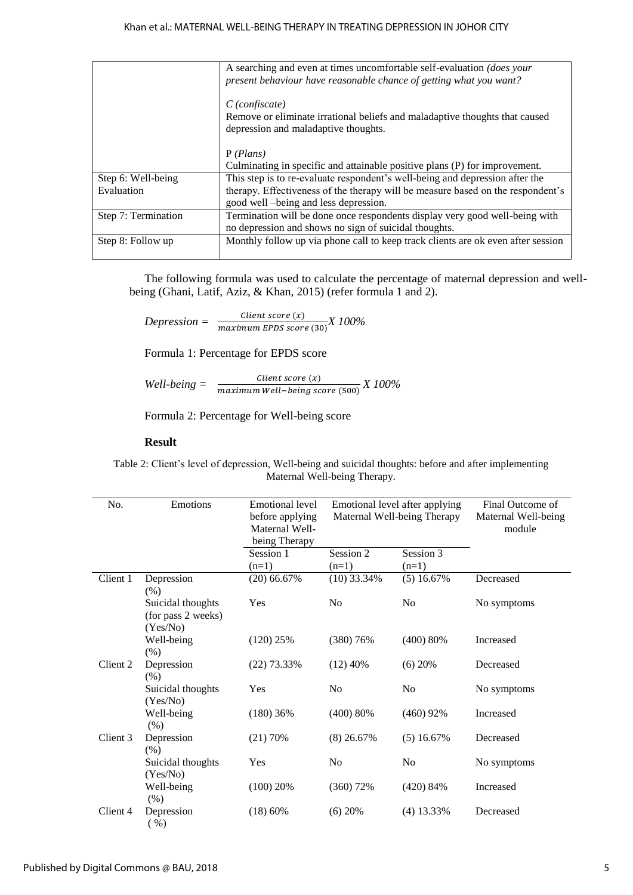| | A searching and even at times uncomfortable self-evaluation *(does your present behaviour have reasonable chance of getting what you want?*<br><br>*C (confiscate)*<br>Remove or eliminate irrational beliefs and maladaptive thoughts that caused depression and maladaptive thoughts.<br><br>P *(Plans)*<br>Culminating in specific and attainable positive plans (P) for improvement. |
|---|---|
| Step 6: Well-being Evaluation | This step is to re-evaluate respondent's well-being and depression after the therapy. Effectiveness of the therapy will be measure based on the respondent's good well –being and less depression. |
| Step 7: Termination | Termination will be done once respondents display very good well-being with no depression and shows no sign of suicidal thoughts. |
| Step 8: Follow up | Monthly follow up via phone call to keep track clients are ok even after session |

The following formula was used to calculate the percentage of maternal depression and well-being (Ghani, Latif, Aziz, & Khan, 2015) (refer formula 1 and 2).

$$Depression = \frac{Client\ score\ (x)}{maximum\ EPDS\ score\ (30)} X\ 100\%$$

Formula 1: Percentage for EPDS score

$$Well\text{-}being = \frac{Client\ score\ (x)}{maximum\ Well-being\ score\ (500)} X\ 100\%$$

Formula 2: Percentage for Well-being score

**Result**

Table 2: Client's level of depression, Well-being and suicidal thoughts: before and after implementing Maternal Well-being Therapy.

| No. | Emotions | Emotional level before applying Maternal Well-being Therapy | Emotional level after applying Maternal Well-being Therapy | | Final Outcome of Maternal Well-being module |
|---|---|---|---|---|---|
| | | Session 1 (n=1) | Session 2 (n=1) | Session 3 (n=1) | |
| Client 1 | Depression (%) | (20) 66.67% | (10) 33.34% | (5) 16.67% | Decreased |
| | Suicidal thoughts (for pass 2 weeks) (Yes/No) | Yes | No | No | No symptoms |
| | Well-being (%) | (120) 25% | (380) 76% | (400) 80% | Increased |
| Client 2 | Depression (%) | (22) 73.33% | (12) 40% | (6) 20% | Decreased |
| | Suicidal thoughts (Yes/No) | Yes | No | No | No symptoms |
| | Well-being (%) | (180) 36% | (400) 80% | (460) 92% | Increased |
| Client 3 | Depression (%) | (21) 70% | (8) 26.67% | (5) 16.67% | Decreased |
| | Suicidal thoughts (Yes/No) | Yes | No | No | No symptoms |
| | Well-being (%) | (100) 20% | (360) 72% | (420) 84% | Increased |
| Client 4 | Depression ( %) | (18) 60% | (6) 20% | (4) 13.33% | Decreased |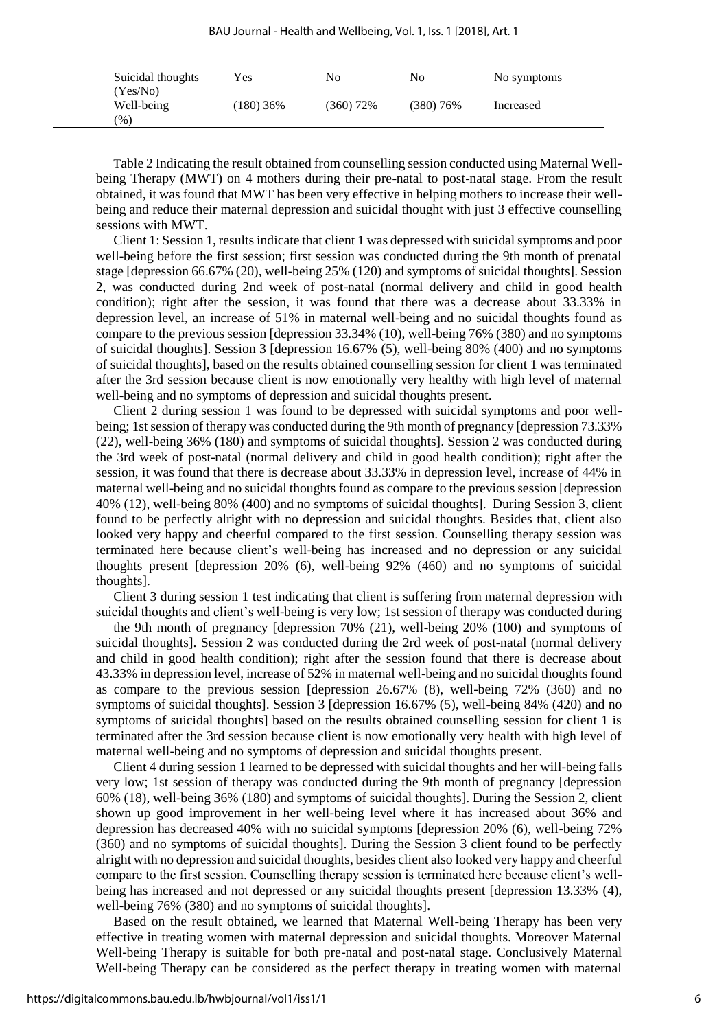| Suicidal thoughts (Yes/No) | Yes | No | No | No symptoms |
|---|---|---|---|---|
| Well-being (%) | (180) 36% | (360) 72% | (380) 76% | Increased |

Table 2 Indicating the result obtained from counselling session conducted using Maternal Well-being Therapy (MWT) on 4 mothers during their pre-natal to post-natal stage. From the result obtained, it was found that MWT has been very effective in helping mothers to increase their well-being and reduce their maternal depression and suicidal thought with just 3 effective counselling sessions with MWT.

Client 1: Session 1, results indicate that client 1 was depressed with suicidal symptoms and poor well-being before the first session; first session was conducted during the 9th month of prenatal stage [depression 66.67% (20), well-being 25% (120) and symptoms of suicidal thoughts]. Session 2, was conducted during 2nd week of post-natal (normal delivery and child in good health condition); right after the session, it was found that there was a decrease about 33.33% in depression level, an increase of 51% in maternal well-being and no suicidal thoughts found as compare to the previous session [depression 33.34% (10), well-being 76% (380) and no symptoms of suicidal thoughts]. Session 3 [depression 16.67% (5), well-being 80% (400) and no symptoms of suicidal thoughts], based on the results obtained counselling session for client 1 was terminated after the 3rd session because client is now emotionally very healthy with high level of maternal well-being and no symptoms of depression and suicidal thoughts present.

Client 2 during session 1 was found to be depressed with suicidal symptoms and poor well-being; 1st session of therapy was conducted during the 9th month of pregnancy [depression 73.33% (22), well-being 36% (180) and symptoms of suicidal thoughts]. Session 2 was conducted during the 3rd week of post-natal (normal delivery and child in good health condition); right after the session, it was found that there is decrease about 33.33% in depression level, increase of 44% in maternal well-being and no suicidal thoughts found as compare to the previous session [depression 40% (12), well-being 80% (400) and no symptoms of suicidal thoughts]. During Session 3, client found to be perfectly alright with no depression and suicidal thoughts. Besides that, client also looked very happy and cheerful compared to the first session. Counselling therapy session was terminated here because client's well-being has increased and no depression or any suicidal thoughts present [depression 20% (6), well-being 92% (460) and no symptoms of suicidal thoughts].

Client 3 during session 1 test indicating that client is suffering from maternal depression with suicidal thoughts and client's well-being is very low; 1st session of therapy was conducted during the 9th month of pregnancy [depression 70% (21), well-being 20% (100) and symptoms of suicidal thoughts]. Session 2 was conducted during the 2rd week of post-natal (normal delivery and child in good health condition); right after the session found that there is decrease about 43.33% in depression level, increase of 52% in maternal well-being and no suicidal thoughts found as compare to the previous session [depression 26.67% (8), well-being 72% (360) and no symptoms of suicidal thoughts]. Session 3 [depression 16.67% (5), well-being 84% (420) and no symptoms of suicidal thoughts] based on the results obtained counselling session for client 1 is terminated after the 3rd session because client is now emotionally very health with high level of maternal well-being and no symptoms of depression and suicidal thoughts present.

Client 4 during session 1 learned to be depressed with suicidal thoughts and her will-being falls very low; 1st session of therapy was conducted during the 9th month of pregnancy [depression 60% (18), well-being 36% (180) and symptoms of suicidal thoughts]. During the Session 2, client shown up good improvement in her well-being level where it has increased about 36% and depression has decreased 40% with no suicidal symptoms [depression 20% (6), well-being 72% (360) and no symptoms of suicidal thoughts]. During the Session 3 client found to be perfectly alright with no depression and suicidal thoughts, besides client also looked very happy and cheerful compare to the first session. Counselling therapy session is terminated here because client's well-being has increased and not depressed or any suicidal thoughts present [depression 13.33% (4), well-being 76% (380) and no symptoms of suicidal thoughts].

Based on the result obtained, we learned that Maternal Well-being Therapy has been very effective in treating women with maternal depression and suicidal thoughts. Moreover Maternal Well-being Therapy is suitable for both pre-natal and post-natal stage. Conclusively Maternal Well-being Therapy can be considered as the perfect therapy in treating women with maternal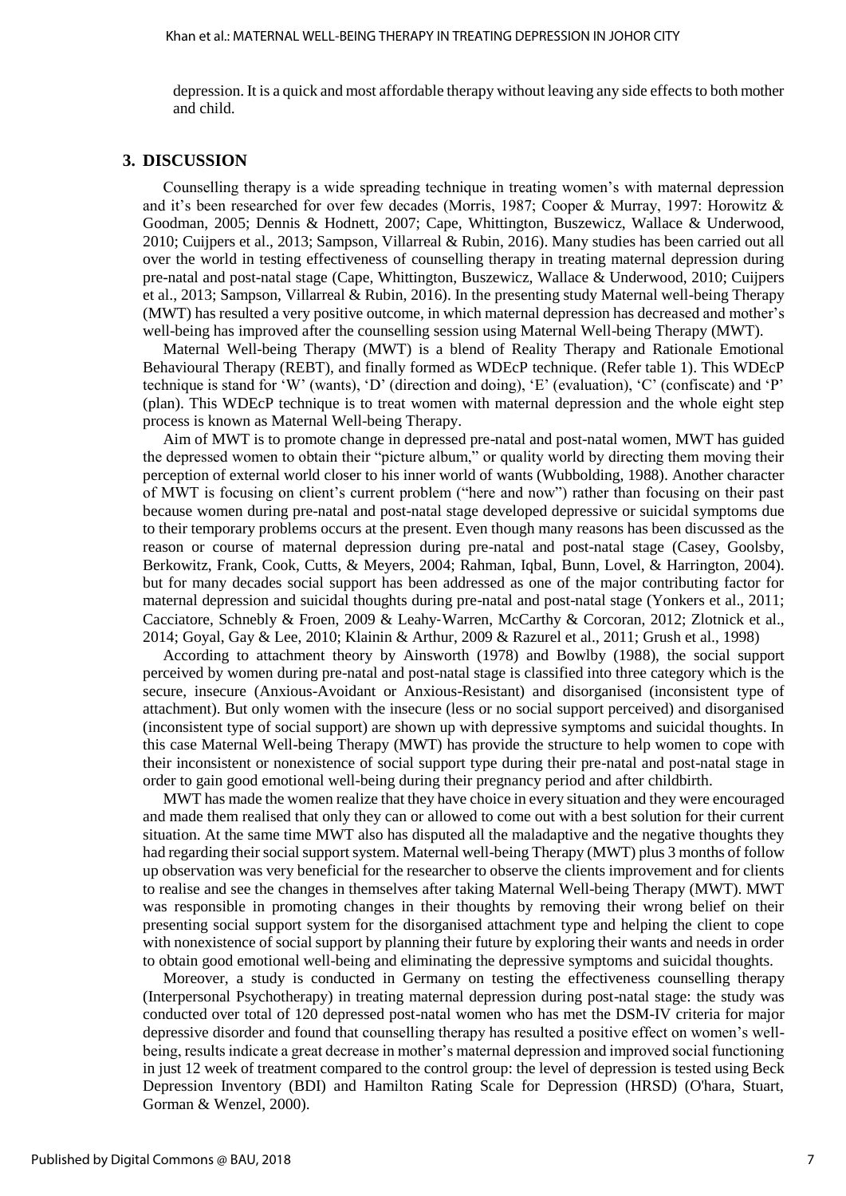depression. It is a quick and most affordable therapy without leaving any side effects to both mother and child.

## 3. DISCUSSION

Counselling therapy is a wide spreading technique in treating women's with maternal depression and it's been researched for over few decades (Morris, 1987; Cooper & Murray, 1997: Horowitz & Goodman, 2005; Dennis & Hodnett, 2007; Cape, Whittington, Buszewicz, Wallace & Underwood, 2010; Cuijpers et al., 2013; Sampson, Villarreal & Rubin, 2016). Many studies has been carried out all over the world in testing effectiveness of counselling therapy in treating maternal depression during pre-natal and post-natal stage (Cape, Whittington, Buszewicz, Wallace & Underwood, 2010; Cuijpers et al., 2013; Sampson, Villarreal & Rubin, 2016). In the presenting study Maternal well-being Therapy (MWT) has resulted a very positive outcome, in which maternal depression has decreased and mother's well-being has improved after the counselling session using Maternal Well-being Therapy (MWT).

Maternal Well-being Therapy (MWT) is a blend of Reality Therapy and Rationale Emotional Behavioural Therapy (REBT), and finally formed as WDEcP technique. (Refer table 1). This WDEcP technique is stand for 'W' (wants), 'D' (direction and doing), 'E' (evaluation), 'C' (confiscate) and 'P' (plan). This WDEcP technique is to treat women with maternal depression and the whole eight step process is known as Maternal Well-being Therapy.

Aim of MWT is to promote change in depressed pre-natal and post-natal women, MWT has guided the depressed women to obtain their "picture album," or quality world by directing them moving their perception of external world closer to his inner world of wants (Wubbolding, 1988). Another character of MWT is focusing on client's current problem ("here and now") rather than focusing on their past because women during pre-natal and post-natal stage developed depressive or suicidal symptoms due to their temporary problems occurs at the present. Even though many reasons has been discussed as the reason or course of maternal depression during pre-natal and post-natal stage (Casey, Goolsby, Berkowitz, Frank, Cook, Cutts, & Meyers, 2004; Rahman, Iqbal, Bunn, Lovel, & Harrington, 2004). but for many decades social support has been addressed as one of the major contributing factor for maternal depression and suicidal thoughts during pre-natal and post-natal stage (Yonkers et al., 2011; Cacciatore, Schnebly & Froen, 2009 & Leahy-Warren, McCarthy & Corcoran, 2012; Zlotnick et al., 2014; Goyal, Gay & Lee, 2010; Klainin & Arthur, 2009 & Razurel et al., 2011; Grush et al., 1998)

According to attachment theory by Ainsworth (1978) and Bowlby (1988), the social support perceived by women during pre-natal and post-natal stage is classified into three category which is the secure, insecure (Anxious-Avoidant or Anxious-Resistant) and disorganised (inconsistent type of attachment). But only women with the insecure (less or no social support perceived) and disorganised (inconsistent type of social support) are shown up with depressive symptoms and suicidal thoughts. In this case Maternal Well-being Therapy (MWT) has provide the structure to help women to cope with their inconsistent or nonexistence of social support type during their pre-natal and post-natal stage in order to gain good emotional well-being during their pregnancy period and after childbirth.

MWT has made the women realize that they have choice in every situation and they were encouraged and made them realised that only they can or allowed to come out with a best solution for their current situation. At the same time MWT also has disputed all the maladaptive and the negative thoughts they had regarding their social support system. Maternal well-being Therapy (MWT) plus 3 months of follow up observation was very beneficial for the researcher to observe the clients improvement and for clients to realise and see the changes in themselves after taking Maternal Well-being Therapy (MWT). MWT was responsible in promoting changes in their thoughts by removing their wrong belief on their presenting social support system for the disorganised attachment type and helping the client to cope with nonexistence of social support by planning their future by exploring their wants and needs in order to obtain good emotional well-being and eliminating the depressive symptoms and suicidal thoughts.

Moreover, a study is conducted in Germany on testing the effectiveness counselling therapy (Interpersonal Psychotherapy) in treating maternal depression during post-natal stage: the study was conducted over total of 120 depressed post-natal women who has met the DSM-IV criteria for major depressive disorder and found that counselling therapy has resulted a positive effect on women's well-being, results indicate a great decrease in mother's maternal depression and improved social functioning in just 12 week of treatment compared to the control group: the level of depression is tested using Beck Depression Inventory (BDI) and Hamilton Rating Scale for Depression (HRSD) (O'hara, Stuart, Gorman & Wenzel, 2000).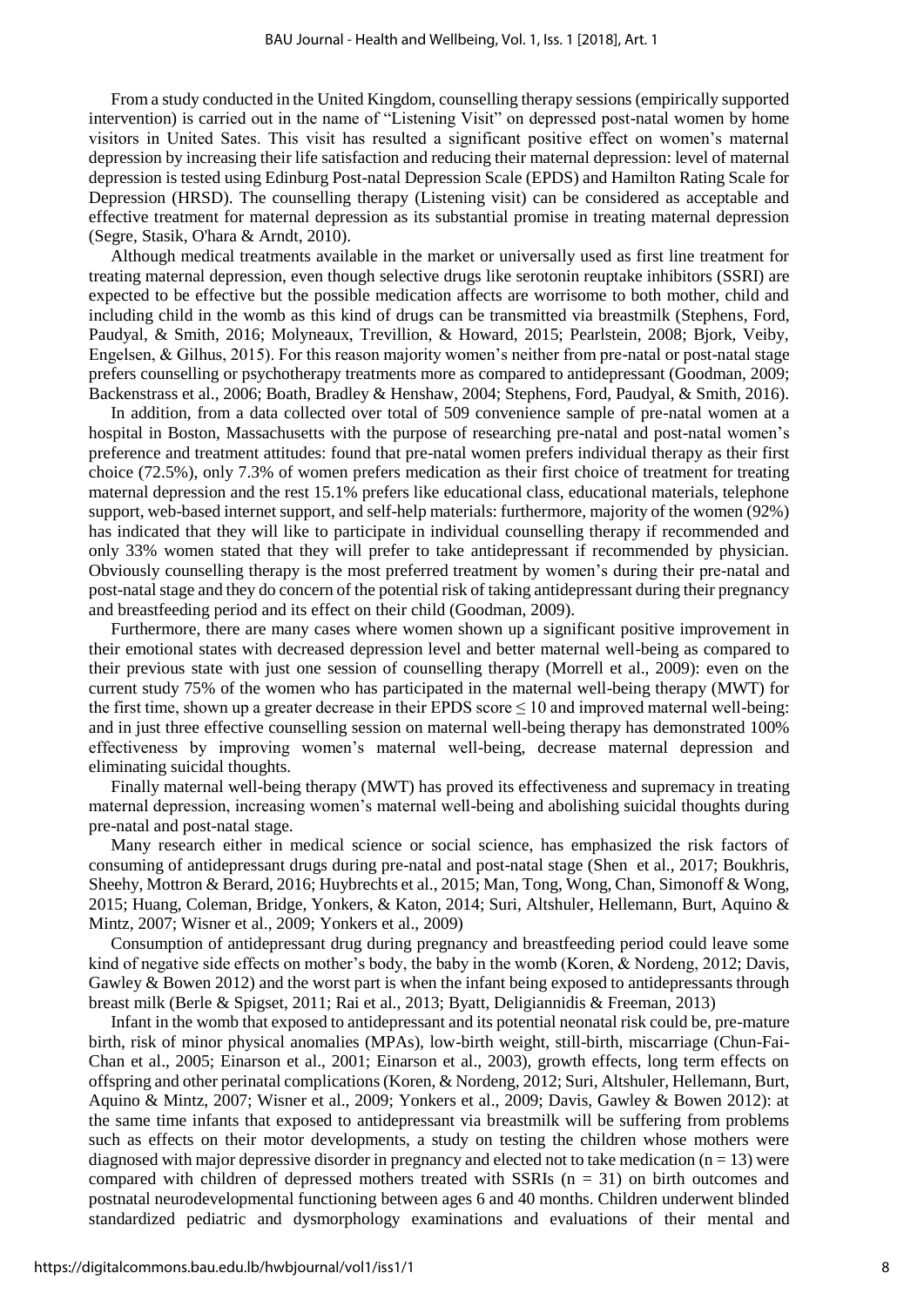From a study conducted in the United Kingdom, counselling therapy sessions (empirically supported intervention) is carried out in the name of "Listening Visit" on depressed post-natal women by home visitors in United Sates. This visit has resulted a significant positive effect on women's maternal depression by increasing their life satisfaction and reducing their maternal depression: level of maternal depression is tested using Edinburg Post-natal Depression Scale (EPDS) and Hamilton Rating Scale for Depression (HRSD). The counselling therapy (Listening visit) can be considered as acceptable and effective treatment for maternal depression as its substantial promise in treating maternal depression (Segre, Stasik, O'hara & Arndt, 2010).

Although medical treatments available in the market or universally used as first line treatment for treating maternal depression, even though selective drugs like serotonin reuptake inhibitors (SSRI) are expected to be effective but the possible medication affects are worrisome to both mother, child and including child in the womb as this kind of drugs can be transmitted via breastmilk (Stephens, Ford, Paudyal, & Smith, 2016; Molyneaux, Trevillion, & Howard, 2015; Pearlstein, 2008; Bjork, Veiby, Engelsen, & Gilhus, 2015). For this reason majority women's neither from pre-natal or post-natal stage prefers counselling or psychotherapy treatments more as compared to antidepressant (Goodman, 2009; Backenstrass et al., 2006; Boath, Bradley & Henshaw, 2004; Stephens, Ford, Paudyal, & Smith, 2016).

In addition, from a data collected over total of 509 convenience sample of pre-natal women at a hospital in Boston, Massachusetts with the purpose of researching pre-natal and post-natal women's preference and treatment attitudes: found that pre-natal women prefers individual therapy as their first choice (72.5%), only 7.3% of women prefers medication as their first choice of treatment for treating maternal depression and the rest 15.1% prefers like educational class, educational materials, telephone support, web-based internet support, and self-help materials: furthermore, majority of the women (92%) has indicated that they will like to participate in individual counselling therapy if recommended and only 33% women stated that they will prefer to take antidepressant if recommended by physician. Obviously counselling therapy is the most preferred treatment by women's during their pre-natal and post-natal stage and they do concern of the potential risk of taking antidepressant during their pregnancy and breastfeeding period and its effect on their child (Goodman, 2009).

Furthermore, there are many cases where women shown up a significant positive improvement in their emotional states with decreased depression level and better maternal well-being as compared to their previous state with just one session of counselling therapy (Morrell et al., 2009): even on the current study 75% of the women who has participated in the maternal well-being therapy (MWT) for the first time, shown up a greater decrease in their EPDS score $\leq 10$ and improved maternal well-being: and in just three effective counselling session on maternal well-being therapy has demonstrated 100% effectiveness by improving women's maternal well-being, decrease maternal depression and eliminating suicidal thoughts.

Finally maternal well-being therapy (MWT) has proved its effectiveness and supremacy in treating maternal depression, increasing women's maternal well-being and abolishing suicidal thoughts during pre-natal and post-natal stage.

Many research either in medical science or social science, has emphasized the risk factors of consuming of antidepressant drugs during pre-natal and post-natal stage (Shen et al., 2017; Boukhris, Sheehy, Mottron & Berard, 2016; Huybrechts et al., 2015; Man, Tong, Wong, Chan, Simonoff & Wong, 2015; Huang, Coleman, Bridge, Yonkers, & Katon, 2014; Suri, Altshuler, Hellemann, Burt, Aquino & Mintz, 2007; Wisner et al., 2009; Yonkers et al., 2009)

Consumption of antidepressant drug during pregnancy and breastfeeding period could leave some kind of negative side effects on mother's body, the baby in the womb (Koren, & Nordeng, 2012; Davis, Gawley & Bowen 2012) and the worst part is when the infant being exposed to antidepressants through breast milk (Berle & Spigset, 2011; Rai et al., 2013; Byatt, Deligiannidis & Freeman, 2013)

Infant in the womb that exposed to antidepressant and its potential neonatal risk could be, pre-mature birth, risk of minor physical anomalies (MPAs), low-birth weight, still-birth, miscarriage (Chun-Fai-Chan et al., 2005; Einarson et al., 2001; Einarson et al., 2003), growth effects, long term effects on offspring and other perinatal complications (Koren, & Nordeng, 2012; Suri, Altshuler, Hellemann, Burt, Aquino & Mintz, 2007; Wisner et al., 2009; Yonkers et al., 2009; Davis, Gawley & Bowen 2012): at the same time infants that exposed to antidepressant via breastmilk will be suffering from problems such as effects on their motor developments, a study on testing the children whose mothers were diagnosed with major depressive disorder in pregnancy and elected not to take medication ($n = 13$) were compared with children of depressed mothers treated with SSRIs ($n = 31$) on birth outcomes and postnatal neurodevelopmental functioning between ages 6 and 40 months. Children underwent blinded standardized pediatric and dysmorphology examinations and evaluations of their mental and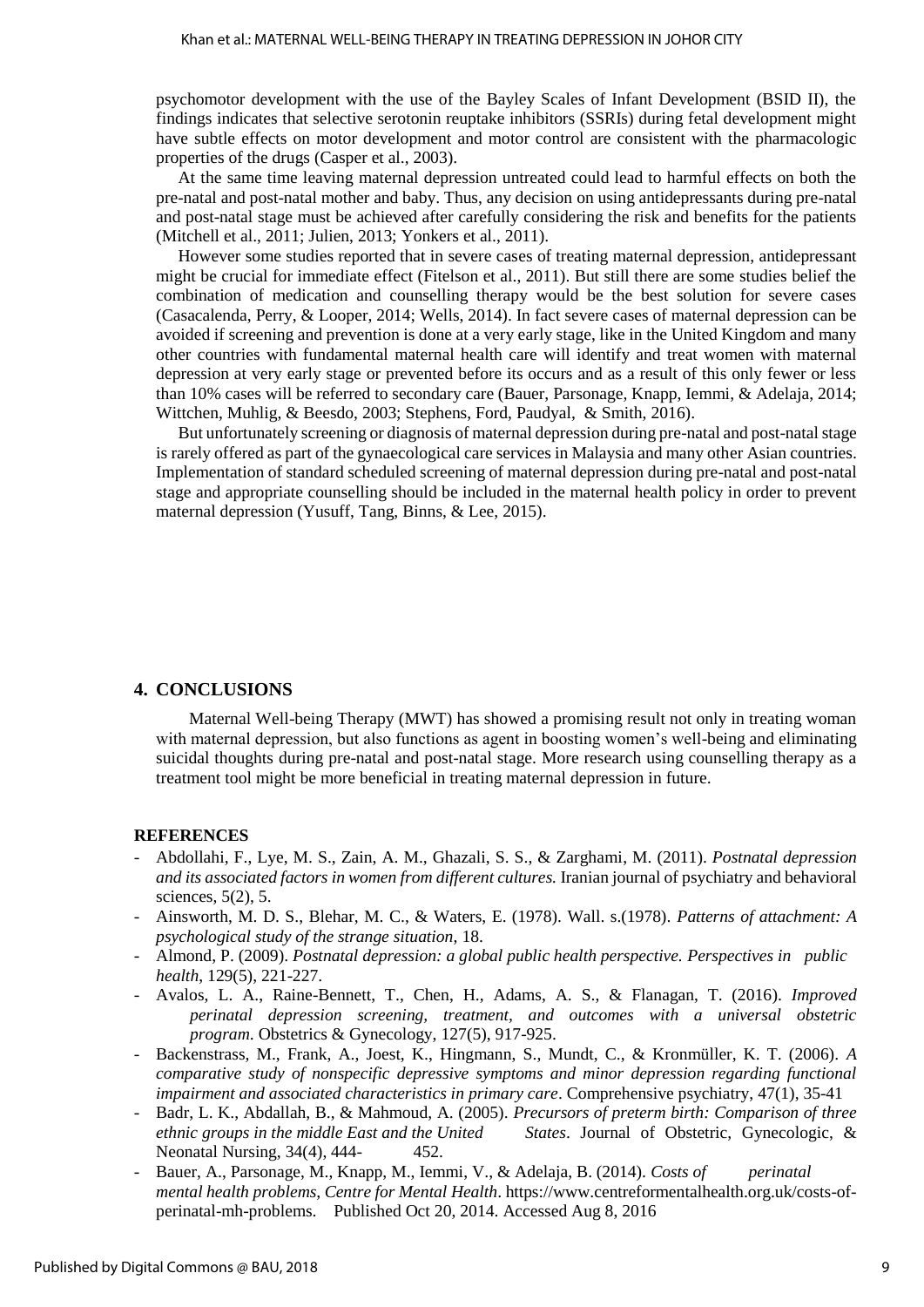psychomotor development with the use of the Bayley Scales of Infant Development (BSID II), the findings indicates that selective serotonin reuptake inhibitors (SSRIs) during fetal development might have subtle effects on motor development and motor control are consistent with the pharmacologic properties of the drugs (Casper et al., 2003).

At the same time leaving maternal depression untreated could lead to harmful effects on both the pre-natal and post-natal mother and baby. Thus, any decision on using antidepressants during pre-natal and post-natal stage must be achieved after carefully considering the risk and benefits for the patients (Mitchell et al., 2011; Julien, 2013; Yonkers et al., 2011).

However some studies reported that in severe cases of treating maternal depression, antidepressant might be crucial for immediate effect (Fitelson et al., 2011). But still there are some studies belief the combination of medication and counselling therapy would be the best solution for severe cases (Casacalenda, Perry, & Looper, 2014; Wells, 2014). In fact severe cases of maternal depression can be avoided if screening and prevention is done at a very early stage, like in the United Kingdom and many other countries with fundamental maternal health care will identify and treat women with maternal depression at very early stage or prevented before its occurs and as a result of this only fewer or less than 10% cases will be referred to secondary care (Bauer, Parsonage, Knapp, Iemmi, & Adelaja, 2014; Wittchen, Muhlig, & Beesdo, 2003; Stephens, Ford, Paudyal, & Smith, 2016).

But unfortunately screening or diagnosis of maternal depression during pre-natal and post-natal stage is rarely offered as part of the gynaecological care services in Malaysia and many other Asian countries. Implementation of standard scheduled screening of maternal depression during pre-natal and post-natal stage and appropriate counselling should be included in the maternal health policy in order to prevent maternal depression (Yusuff, Tang, Binns, & Lee, 2015).

## 4. CONCLUSIONS

Maternal Well-being Therapy (MWT) has showed a promising result not only in treating woman with maternal depression, but also functions as agent in boosting women's well-being and eliminating suicidal thoughts during pre-natal and post-natal stage. More research using counselling therapy as a treatment tool might be more beneficial in treating maternal depression in future.

### REFERENCES

- Abdollahi, F., Lye, M. S., Zain, A. M., Ghazali, S. S., & Zarghami, M. (2011). *Postnatal depression and its associated factors in women from different cultures.* Iranian journal of psychiatry and behavioral sciences, 5(2), 5.
- Ainsworth, M. D. S., Blehar, M. C., & Waters, E. (1978). Wall. s.(1978). *Patterns of attachment: A psychological study of the strange situation*, 18.
- Almond, P. (2009). *Postnatal depression: a global public health perspective. Perspectives in public health*, 129(5), 221-227.
- Avalos, L. A., Raine-Bennett, T., Chen, H., Adams, A. S., & Flanagan, T. (2016). *Improved perinatal depression screening, treatment, and outcomes with a universal obstetric program*. Obstetrics & Gynecology, 127(5), 917-925.
- Backenstrass, M., Frank, A., Joest, K., Hingmann, S., Mundt, C., & Kronmüller, K. T. (2006). *A comparative study of nonspecific depressive symptoms and minor depression regarding functional impairment and associated characteristics in primary care*. Comprehensive psychiatry, 47(1), 35-41
- Badr, L. K., Abdallah, B., & Mahmoud, A. (2005). *Precursors of preterm birth: Comparison of three ethnic groups in the middle East and the United States*. Journal of Obstetric, Gynecologic, & Neonatal Nursing, 34(4), 444- 452.
- Bauer, A., Parsonage, M., Knapp, M., Iemmi, V., & Adelaja, B. (2014). *Costs of perinatal mental health problems, Centre for Mental Health*. https://www.centreformentalhealth.org.uk/costs-of-perinatal-mh-problems. Published Oct 20, 2014. Accessed Aug 8, 2016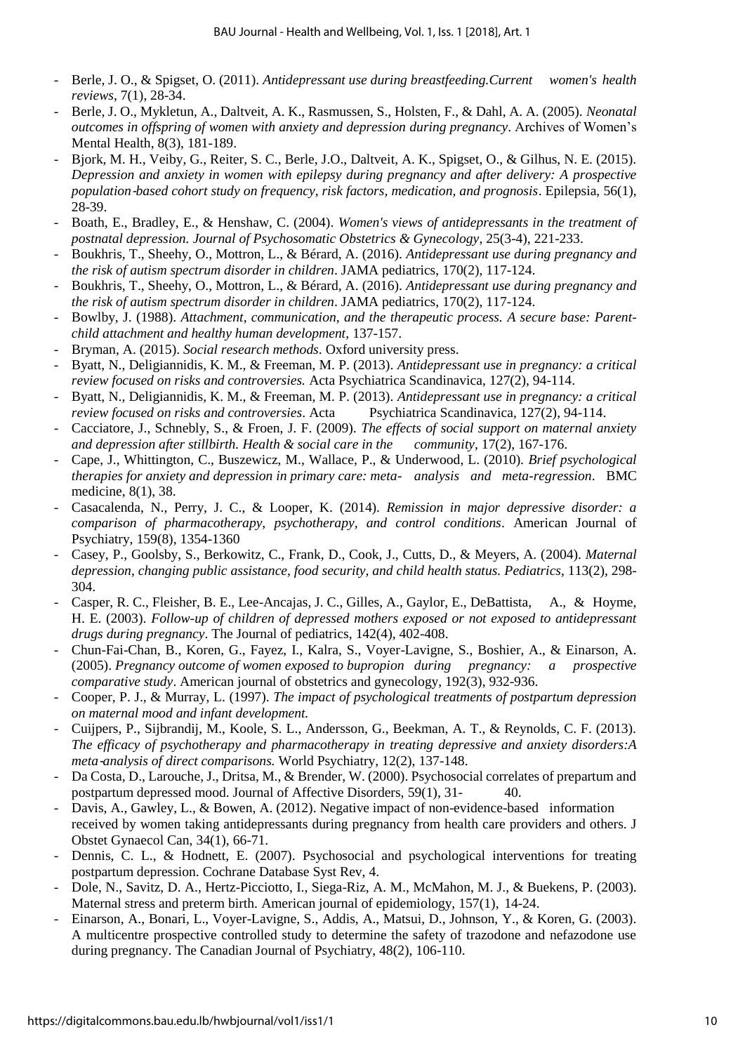- Berle, J. O., & Spigset, O. (2011). *Antidepressant use during breastfeeding.Current women's health reviews*, 7(1), 28-34.
- Berle, J. O., Mykletun, A., Daltveit, A. K., Rasmussen, S., Holsten, F., & Dahl, A. A. (2005). *Neonatal outcomes in offspring of women with anxiety and depression during pregnancy*. Archives of Women's Mental Health, 8(3), 181-189.
- Bjork, M. H., Veiby, G., Reiter, S. C., Berle, J.O., Daltveit, A. K., Spigset, O., & Gilhus, N. E. (2015). *Depression and anxiety in women with epilepsy during pregnancy and after delivery: A prospective population-based cohort study on frequency, risk factors, medication, and prognosis*. Epilepsia, 56(1), 28-39.
- Boath, E., Bradley, E., & Henshaw, C. (2004). *Women's views of antidepressants in the treatment of postnatal depression. Journal of Psychosomatic Obstetrics & Gynecology*, 25(3-4), 221-233.
- Boukhris, T., Sheehy, O., Mottron, L., & Bérard, A. (2016). *Antidepressant use during pregnancy and the risk of autism spectrum disorder in children*. JAMA pediatrics, 170(2), 117-124.
- Boukhris, T., Sheehy, O., Mottron, L., & Bérard, A. (2016). *Antidepressant use during pregnancy and the risk of autism spectrum disorder in children*. JAMA pediatrics, 170(2), 117-124.
- Bowlby, J. (1988). *Attachment, communication, and the therapeutic process. A secure base: Parent-child attachment and healthy human development*, 137-157.
- Bryman, A. (2015). *Social research methods*. Oxford university press.
- Byatt, N., Deligiannidis, K. M., & Freeman, M. P. (2013). *Antidepressant use in pregnancy: a critical review focused on risks and controversies.* Acta Psychiatrica Scandinavica, 127(2), 94-114.
- Byatt, N., Deligiannidis, K. M., & Freeman, M. P. (2013). *Antidepressant use in pregnancy: a critical review focused on risks and controversies*. Acta Psychiatrica Scandinavica, 127(2), 94-114.
- Cacciatore, J., Schnebly, S., & Froen, J. F. (2009). *The effects of social support on maternal anxiety and depression after stillbirth. Health & social care in the community*, 17(2), 167-176.
- Cape, J., Whittington, C., Buszewicz, M., Wallace, P., & Underwood, L. (2010). *Brief psychological therapies for anxiety and depression in primary care: meta- analysis and meta-regression*. BMC medicine, 8(1), 38.
- Casacalenda, N., Perry, J. C., & Looper, K. (2014). *Remission in major depressive disorder: a comparison of pharmacotherapy, psychotherapy, and control conditions*. American Journal of Psychiatry, 159(8), 1354-1360
- Casey, P., Goolsby, S., Berkowitz, C., Frank, D., Cook, J., Cutts, D., & Meyers, A. (2004). *Maternal depression, changing public assistance, food security, and child health status. Pediatrics*, 113(2), 298-304.
- Casper, R. C., Fleisher, B. E., Lee-Ancajas, J. C., Gilles, A., Gaylor, E., DeBattista, A., & Hoyme, H. E. (2003). *Follow-up of children of depressed mothers exposed or not exposed to antidepressant drugs during pregnancy*. The Journal of pediatrics, 142(4), 402-408.
- Chun-Fai-Chan, B., Koren, G., Fayez, I., Kalra, S., Voyer-Lavigne, S., Boshier, A., & Einarson, A. (2005). *Pregnancy outcome of women exposed to bupropion during pregnancy: a prospective comparative study*. American journal of obstetrics and gynecology, 192(3), 932-936.
- Cooper, P. J., & Murray, L. (1997). *The impact of psychological treatments of postpartum depression on maternal mood and infant development.*
- Cuijpers, P., Sijbrandij, M., Koole, S. L., Andersson, G., Beekman, A. T., & Reynolds, C. F. (2013). *The efficacy of psychotherapy and pharmacotherapy in treating depressive and anxiety disorders:A meta-analysis of direct comparisons.* World Psychiatry, 12(2), 137-148.
- Da Costa, D., Larouche, J., Dritsa, M., & Brender, W. (2000). Psychosocial correlates of prepartum and postpartum depressed mood. Journal of Affective Disorders, 59(1), 31- 40.
- Davis, A., Gawley, L., & Bowen, A. (2012). Negative impact of non-evidence-based information received by women taking antidepressants during pregnancy from health care providers and others. J Obstet Gynaecol Can, 34(1), 66-71.
- Dennis, C. L., & Hodnett, E. (2007). Psychosocial and psychological interventions for treating postpartum depression. Cochrane Database Syst Rev, 4.
- Dole, N., Savitz, D. A., Hertz-Picciotto, I., Siega-Riz, A. M., McMahon, M. J., & Buekens, P. (2003). Maternal stress and preterm birth. American journal of epidemiology, 157(1), 14-24.
- Einarson, A., Bonari, L., Voyer-Lavigne, S., Addis, A., Matsui, D., Johnson, Y., & Koren, G. (2003). A multicentre prospective controlled study to determine the safety of trazodone and nefazodone use during pregnancy. The Canadian Journal of Psychiatry, 48(2), 106-110.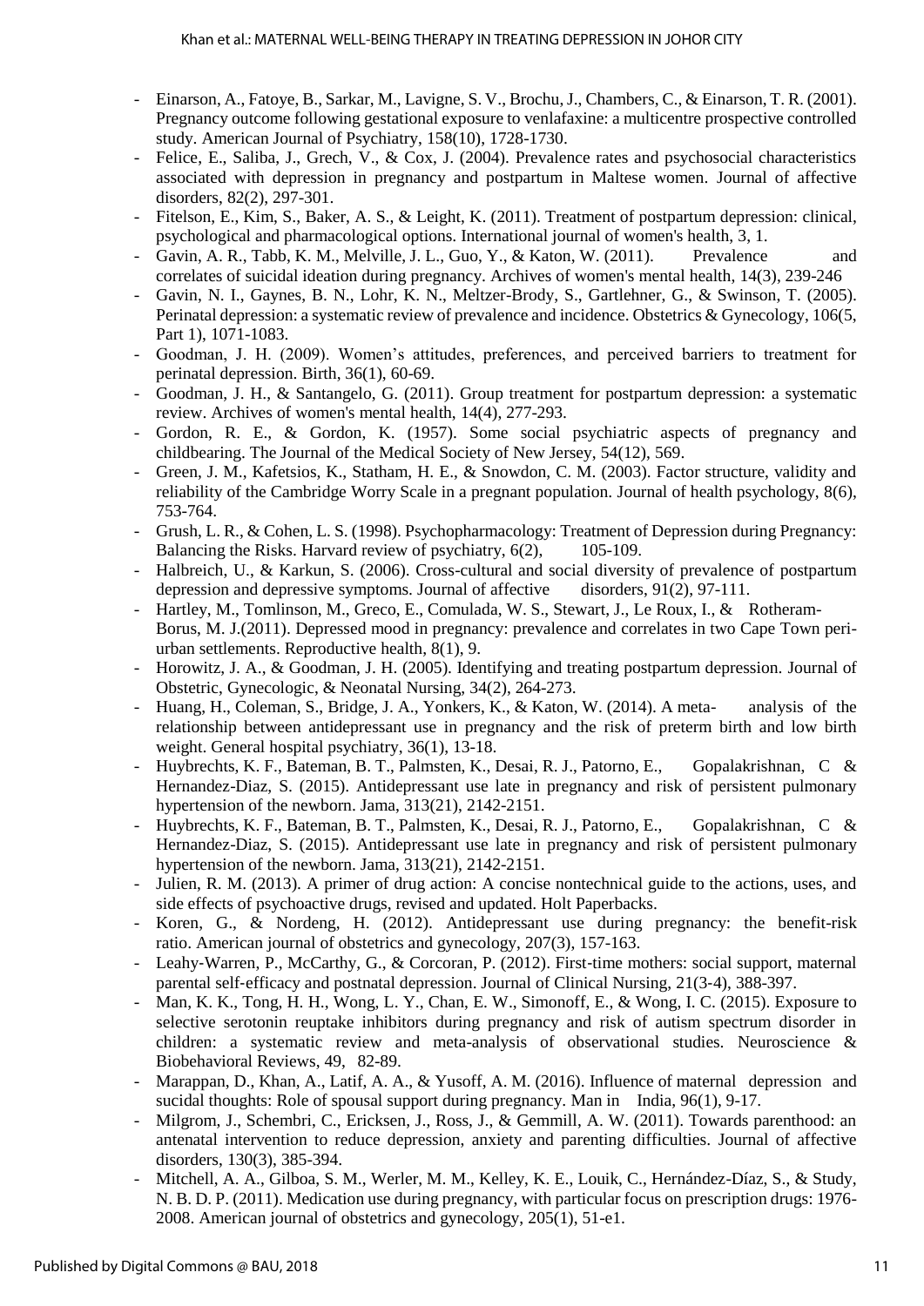- Einarson, A., Fatoye, B., Sarkar, M., Lavigne, S. V., Brochu, J., Chambers, C., & Einarson, T. R. (2001). Pregnancy outcome following gestational exposure to venlafaxine: a multicentre prospective controlled study. American Journal of Psychiatry, 158(10), 1728-1730.
- Felice, E., Saliba, J., Grech, V., & Cox, J. (2004). Prevalence rates and psychosocial characteristics associated with depression in pregnancy and postpartum in Maltese women. Journal of affective disorders, 82(2), 297-301.
- Fitelson, E., Kim, S., Baker, A. S., & Leight, K. (2011). Treatment of postpartum depression: clinical, psychological and pharmacological options. International journal of women's health, 3, 1.
- Gavin, A. R., Tabb, K. M., Melville, J. L., Guo, Y., & Katon, W. (2011). Prevalence and correlates of suicidal ideation during pregnancy. Archives of women's mental health, 14(3), 239-246
- Gavin, N. I., Gaynes, B. N., Lohr, K. N., Meltzer-Brody, S., Gartlehner, G., & Swinson, T. (2005). Perinatal depression: a systematic review of prevalence and incidence. Obstetrics & Gynecology, 106(5, Part 1), 1071-1083.
- Goodman, J. H. (2009). Women's attitudes, preferences, and perceived barriers to treatment for perinatal depression. Birth, 36(1), 60-69.
- Goodman, J. H., & Santangelo, G. (2011). Group treatment for postpartum depression: a systematic review. Archives of women's mental health, 14(4), 277-293.
- Gordon, R. E., & Gordon, K. (1957). Some social psychiatric aspects of pregnancy and childbearing. The Journal of the Medical Society of New Jersey, 54(12), 569.
- Green, J. M., Kafetsios, K., Statham, H. E., & Snowdon, C. M. (2003). Factor structure, validity and reliability of the Cambridge Worry Scale in a pregnant population. Journal of health psychology, 8(6), 753-764.
- Grush, L. R., & Cohen, L. S. (1998). Psychopharmacology: Treatment of Depression during Pregnancy: Balancing the Risks. Harvard review of psychiatry, 6(2), 105-109.
- Halbreich, U., & Karkun, S. (2006). Cross-cultural and social diversity of prevalence of postpartum depression and depressive symptoms. Journal of affective disorders, 91(2), 97-111.
- Hartley, M., Tomlinson, M., Greco, E., Comulada, W. S., Stewart, J., Le Roux, I., & Rotheram-Borus, M. J.(2011). Depressed mood in pregnancy: prevalence and correlates in two Cape Town peri-urban settlements. Reproductive health, 8(1), 9.
- Horowitz, J. A., & Goodman, J. H. (2005). Identifying and treating postpartum depression. Journal of Obstetric, Gynecologic, & Neonatal Nursing, 34(2), 264-273.
- Huang, H., Coleman, S., Bridge, J. A., Yonkers, K., & Katon, W. (2014). A meta- analysis of the relationship between antidepressant use in pregnancy and the risk of preterm birth and low birth weight. General hospital psychiatry, 36(1), 13-18.
- Huybrechts, K. F., Bateman, B. T., Palmsten, K., Desai, R. J., Patorno, E., Gopalakrishnan, C & Hernandez-Diaz, S. (2015). Antidepressant use late in pregnancy and risk of persistent pulmonary hypertension of the newborn. Jama, 313(21), 2142-2151.
- Huybrechts, K. F., Bateman, B. T., Palmsten, K., Desai, R. J., Patorno, E., Gopalakrishnan, C & Hernandez-Diaz, S. (2015). Antidepressant use late in pregnancy and risk of persistent pulmonary hypertension of the newborn. Jama, 313(21), 2142-2151.
- Julien, R. M. (2013). A primer of drug action: A concise nontechnical guide to the actions, uses, and side effects of psychoactive drugs, revised and updated. Holt Paperbacks.
- Koren, G., & Nordeng, H. (2012). Antidepressant use during pregnancy: the benefit-risk ratio. American journal of obstetrics and gynecology, 207(3), 157-163.
- Leahy‐Warren, P., McCarthy, G., & Corcoran, P. (2012). First‐time mothers: social support, maternal parental self‐efficacy and postnatal depression. Journal of Clinical Nursing, 21(3‐4), 388-397.
- Man, K. K., Tong, H. H., Wong, L. Y., Chan, E. W., Simonoff, E., & Wong, I. C. (2015). Exposure to selective serotonin reuptake inhibitors during pregnancy and risk of autism spectrum disorder in children: a systematic review and meta-analysis of observational studies. Neuroscience & Biobehavioral Reviews, 49, 82-89.
- Marappan, D., Khan, A., Latif, A. A., & Yusoff, A. M. (2016). Influence of maternal depression and sucidal thoughts: Role of spousal support during pregnancy. Man in India, 96(1), 9-17.
- Milgrom, J., Schembri, C., Ericksen, J., Ross, J., & Gemmill, A. W. (2011). Towards parenthood: an antenatal intervention to reduce depression, anxiety and parenting difficulties. Journal of affective disorders, 130(3), 385-394.
- Mitchell, A. A., Gilboa, S. M., Werler, M. M., Kelley, K. E., Louik, C., Hernández-Díaz, S., & Study, N. B. D. P. (2011). Medication use during pregnancy, with particular focus on prescription drugs: 1976-2008. American journal of obstetrics and gynecology, 205(1), 51-e1.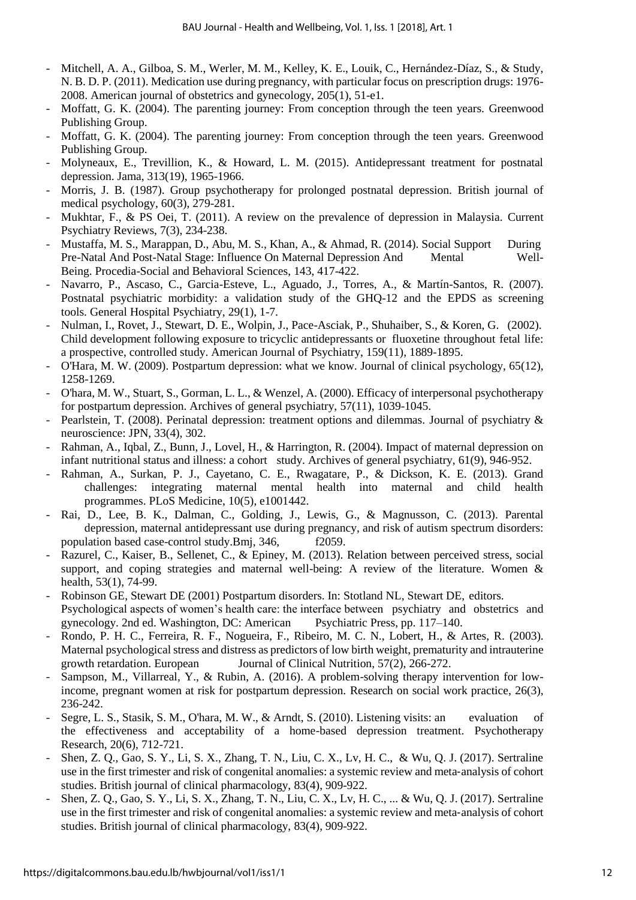- Mitchell, A. A., Gilboa, S. M., Werler, M. M., Kelley, K. E., Louik, C., Hernández-Díaz, S., & Study, N. B. D. P. (2011). Medication use during pregnancy, with particular focus on prescription drugs: 1976-2008. American journal of obstetrics and gynecology, 205(1), 51-e1.
- Moffatt, G. K. (2004). The parenting journey: From conception through the teen years. Greenwood Publishing Group.
- Moffatt, G. K. (2004). The parenting journey: From conception through the teen years. Greenwood Publishing Group.
- Molyneaux, E., Trevillion, K., & Howard, L. M. (2015). Antidepressant treatment for postnatal depression. Jama, 313(19), 1965-1966.
- Morris, J. B. (1987). Group psychotherapy for prolonged postnatal depression. British journal of medical psychology, 60(3), 279-281.
- Mukhtar, F., & PS Oei, T. (2011). A review on the prevalence of depression in Malaysia. Current Psychiatry Reviews, 7(3), 234-238.
- Mustaffa, M. S., Marappan, D., Abu, M. S., Khan, A., & Ahmad, R. (2014). Social Support During Pre-Natal And Post-Natal Stage: Influence On Maternal Depression And Mental Well-Being. Procedia-Social and Behavioral Sciences, 143, 417-422.
- Navarro, P., Ascaso, C., Garcia-Esteve, L., Aguado, J., Torres, A., & Martín-Santos, R. (2007). Postnatal psychiatric morbidity: a validation study of the GHQ-12 and the EPDS as screening tools. General Hospital Psychiatry, 29(1), 1-7.
- Nulman, I., Rovet, J., Stewart, D. E., Wolpin, J., Pace-Asciak, P., Shuhaiber, S., & Koren, G. (2002). Child development following exposure to tricyclic antidepressants or fluoxetine throughout fetal life: a prospective, controlled study. American Journal of Psychiatry, 159(11), 1889-1895.
- O'Hara, M. W. (2009). Postpartum depression: what we know. Journal of clinical psychology, 65(12), 1258-1269.
- O'hara, M. W., Stuart, S., Gorman, L. L., & Wenzel, A. (2000). Efficacy of interpersonal psychotherapy for postpartum depression. Archives of general psychiatry, 57(11), 1039-1045.
- Pearlstein, T. (2008). Perinatal depression: treatment options and dilemmas. Journal of psychiatry & neuroscience: JPN, 33(4), 302.
- Rahman, A., Iqbal, Z., Bunn, J., Lovel, H., & Harrington, R. (2004). Impact of maternal depression on infant nutritional status and illness: a cohort study. Archives of general psychiatry, 61(9), 946-952.
- Rahman, A., Surkan, P. J., Cayetano, C. E., Rwagatare, P., & Dickson, K. E. (2013). Grand challenges: integrating maternal mental health into maternal and child health programmes. PLoS Medicine, 10(5), e1001442.
- Rai, D., Lee, B. K., Dalman, C., Golding, J., Lewis, G., & Magnusson, C. (2013). Parental depression, maternal antidepressant use during pregnancy, and risk of autism spectrum disorders: population based case-control study.Bmj, 346, f2059.
- Razurel, C., Kaiser, B., Sellenet, C., & Epiney, M. (2013). Relation between perceived stress, social support, and coping strategies and maternal well-being: A review of the literature. Women & health, 53(1), 74-99.
- Robinson GE, Stewart DE (2001) Postpartum disorders. In: Stotland NL, Stewart DE, editors. Psychological aspects of women's health care: the interface between psychiatry and obstetrics and gynecology. 2nd ed. Washington, DC: American Psychiatric Press, pp. 117–140.
- Rondo, P. H. C., Ferreira, R. F., Nogueira, F., Ribeiro, M. C. N., Lobert, H., & Artes, R. (2003). Maternal psychological stress and distress as predictors of low birth weight, prematurity and intrauterine growth retardation. European Journal of Clinical Nutrition, 57(2), 266-272.
- Sampson, M., Villarreal, Y., & Rubin, A. (2016). A problem-solving therapy intervention for low-income, pregnant women at risk for postpartum depression. Research on social work practice, 26(3), 236-242.
- Segre, L. S., Stasik, S. M., O'hara, M. W., & Arndt, S. (2010). Listening visits: an evaluation of the effectiveness and acceptability of a home-based depression treatment. Psychotherapy Research, 20(6), 712-721.
- Shen, Z. Q., Gao, S. Y., Li, S. X., Zhang, T. N., Liu, C. X., Lv, H. C., & Wu, Q. J. (2017). Sertraline use in the first trimester and risk of congenital anomalies: a systemic review and meta-analysis of cohort studies. British journal of clinical pharmacology, 83(4), 909-922.
- Shen, Z. Q., Gao, S. Y., Li, S. X., Zhang, T. N., Liu, C. X., Lv, H. C., ... & Wu, Q. J. (2017). Sertraline use in the first trimester and risk of congenital anomalies: a systemic review and meta-analysis of cohort studies. British journal of clinical pharmacology, 83(4), 909-922.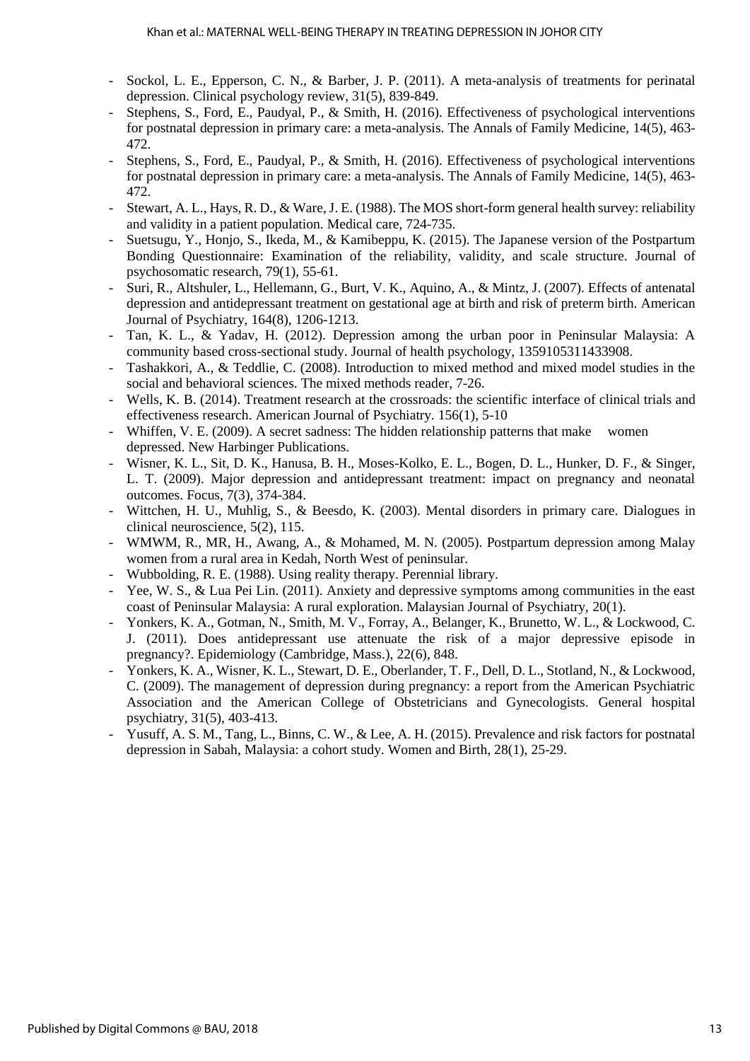- Sockol, L. E., Epperson, C. N., & Barber, J. P. (2011). A meta-analysis of treatments for perinatal depression. Clinical psychology review, 31(5), 839-849.
- Stephens, S., Ford, E., Paudyal, P., & Smith, H. (2016). Effectiveness of psychological interventions for postnatal depression in primary care: a meta-analysis. The Annals of Family Medicine, 14(5), 463-472.
- Stephens, S., Ford, E., Paudyal, P., & Smith, H. (2016). Effectiveness of psychological interventions for postnatal depression in primary care: a meta-analysis. The Annals of Family Medicine, 14(5), 463-472.
- Stewart, A. L., Hays, R. D., & Ware, J. E. (1988). The MOS short-form general health survey: reliability and validity in a patient population. Medical care, 724-735.
- Suetsugu, Y., Honjo, S., Ikeda, M., & Kamibeppu, K. (2015). The Japanese version of the Postpartum Bonding Questionnaire: Examination of the reliability, validity, and scale structure. Journal of psychosomatic research, 79(1), 55-61.
- Suri, R., Altshuler, L., Hellemann, G., Burt, V. K., Aquino, A., & Mintz, J. (2007). Effects of antenatal depression and antidepressant treatment on gestational age at birth and risk of preterm birth. American Journal of Psychiatry, 164(8), 1206-1213.
- Tan, K. L., & Yadav, H. (2012). Depression among the urban poor in Peninsular Malaysia: A community based cross-sectional study. Journal of health psychology, 1359105311433908.
- Tashakkori, A., & Teddlie, C. (2008). Introduction to mixed method and mixed model studies in the social and behavioral sciences. The mixed methods reader, 7-26.
- Wells, K. B. (2014). Treatment research at the crossroads: the scientific interface of clinical trials and effectiveness research. American Journal of Psychiatry. 156(1), 5-10
- Whiffen, V. E. (2009). A secret sadness: The hidden relationship patterns that make women depressed. New Harbinger Publications.
- Wisner, K. L., Sit, D. K., Hanusa, B. H., Moses-Kolko, E. L., Bogen, D. L., Hunker, D. F., & Singer, L. T. (2009). Major depression and antidepressant treatment: impact on pregnancy and neonatal outcomes. Focus, 7(3), 374-384.
- Wittchen, H. U., Muhlig, S., & Beesdo, K. (2003). Mental disorders in primary care. Dialogues in clinical neuroscience, 5(2), 115.
- WMWM, R., MR, H., Awang, A., & Mohamed, M. N. (2005). Postpartum depression among Malay women from a rural area in Kedah, North West of peninsular.
- Wubbolding, R. E. (1988). Using reality therapy. Perennial library.
- Yee, W. S., & Lua Pei Lin. (2011). Anxiety and depressive symptoms among communities in the east coast of Peninsular Malaysia: A rural exploration. Malaysian Journal of Psychiatry, 20(1).
- Yonkers, K. A., Gotman, N., Smith, M. V., Forray, A., Belanger, K., Brunetto, W. L., & Lockwood, C. J. (2011). Does antidepressant use attenuate the risk of a major depressive episode in pregnancy?. Epidemiology (Cambridge, Mass.), 22(6), 848.
- Yonkers, K. A., Wisner, K. L., Stewart, D. E., Oberlander, T. F., Dell, D. L., Stotland, N., & Lockwood, C. (2009). The management of depression during pregnancy: a report from the American Psychiatric Association and the American College of Obstetricians and Gynecologists. General hospital psychiatry, 31(5), 403-413.
- Yusuff, A. S. M., Tang, L., Binns, C. W., & Lee, A. H. (2015). Prevalence and risk factors for postnatal depression in Sabah, Malaysia: a cohort study. Women and Birth, 28(1), 25-29.